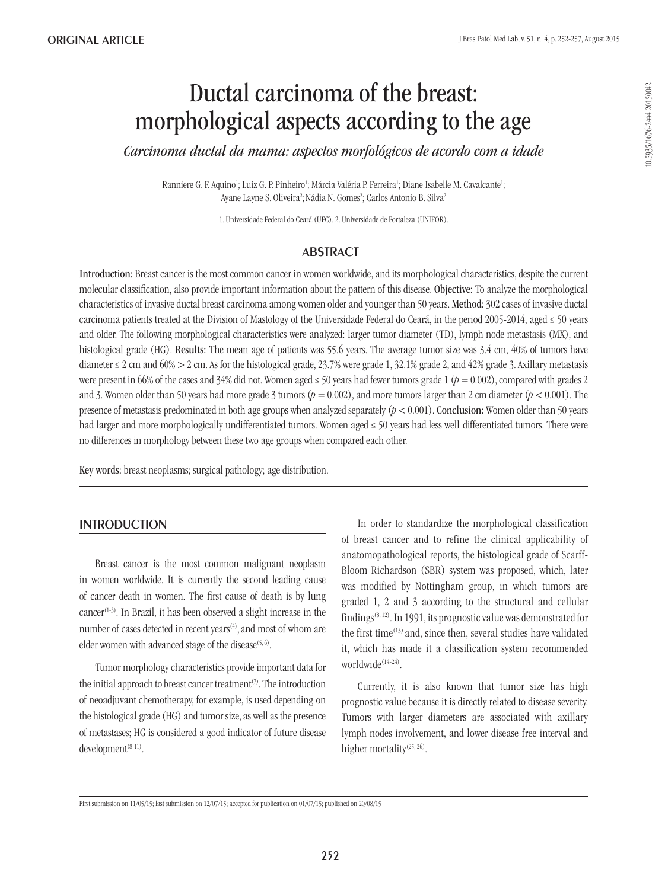ORIGINAL ARTICLE

# Ductal carcinoma of the breast: morphological aspects according to the age

*Carcinoma ductal da mama: aspectos morfológicos de acordo com a idade*

Ranniere G. F. Aquino[1]; Luiz G. P. Pinheiro[1]; Márcia Valéria P. Ferreira[1]; Diane Isabelle M. Cavalcante[1]; Ayane Layne S. Oliveira[2]; Nádia N. Gomes[2]; Carlos Antonio B. Silva[2]

1. Universidade Federal do Ceará (UFC). 2. Universidade de Fortaleza (UNIFOR).

## ABSTRACT

**Introduction:** Breast cancer is the most common cancer in women worldwide, and its morphological characteristics, despite the current molecular classification, also provide important information about the pattern of this disease. **Objective:** To analyze the morphological characteristics of invasive ductal breast carcinoma among women older and younger than 50 years. **Method:** 302 cases of invasive ductal carcinoma patients treated at the Division of Mastology of the Universidade Federal do Ceará, in the period 2005-2014, aged ≤ 50 years and older. The following morphological characteristics were analyzed: larger tumor diameter (TD), lymph node metastasis (MX), and histological grade (HG). **Results:** The mean age of patients was 55.6 years. The average tumor size was 3.4 cm, 40% of tumors have diameter ≤ 2 cm and 60% > 2 cm. As for the histological grade, 23.7% were grade 1, 32.1% grade 2, and 42% grade 3. Axillary metastasis were present in 66% of the cases and 34% did not. Women aged ≤ 50 years had fewer tumors grade 1 ($p = 0.002$), compared with grades 2 and 3. Women older than 50 years had more grade 3 tumors ($p = 0.002$), and more tumors larger than 2 cm diameter ($p < 0.001$). The presence of metastasis predominated in both age groups when analyzed separately ($p < 0.001$). **Conclusion:** Women older than 50 years had larger and more morphologically undifferentiated tumors. Women aged ≤ 50 years had less well-differentiated tumors. There were no differences in morphology between these two age groups when compared each other.

**Key words:** breast neoplasms; surgical pathology; age distribution.

## INTRODUCTION

Breast cancer is the most common malignant neoplasm in women worldwide. It is currently the second leading cause of cancer death in women. The first cause of death is by lung cancer[1-3]. In Brazil, it has been observed a slight increase in the number of cases detected in recent years[4], and most of whom are elder women with advanced stage of the disease[5, 6].

Tumor morphology characteristics provide important data for the initial approach to breast cancer treatment[7]. The introduction of neoadjuvant chemotherapy, for example, is used depending on the histological grade (HG) and tumor size, as well as the presence of metastases; HG is considered a good indicator of future disease development[8-11].

In order to standardize the morphological classification of breast cancer and to refine the clinical applicability of anatomopathological reports, the histological grade of Scarff-Bloom-Richardson (SBR) system was proposed, which, later was modified by Nottingham group, in which tumors are graded 1, 2 and 3 according to the structural and cellular findings[8, 12]. In 1991, its prognostic value was demonstrated for the first time[13] and, since then, several studies have validated it, which has made it a classification system recommended worldwide[14-24].

Currently, it is also known that tumor size has high prognostic value because it is directly related to disease severity. Tumors with larger diameters are associated with axillary lymph nodes involvement, and lower disease-free interval and higher mortality[25, 26].

First submission on 11/05/15; last submission on 12/07/15; accepted for publication on 01/07/15; published on 20/08/15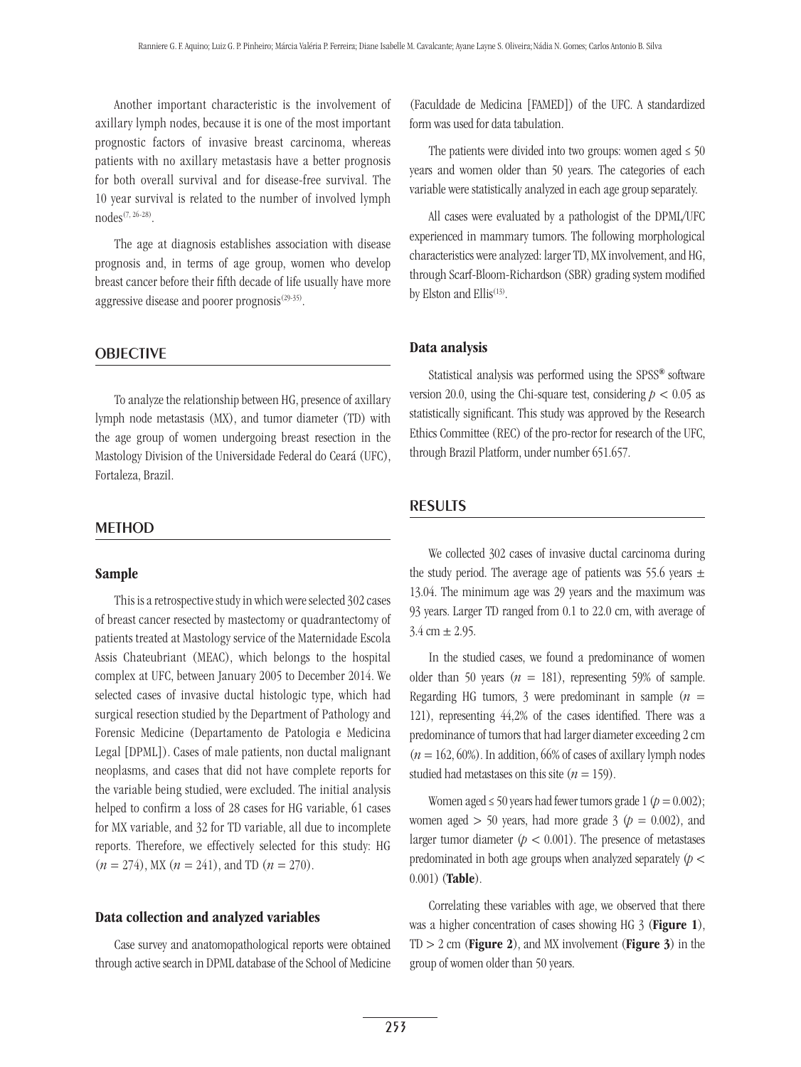Another important characteristic is the involvement of axillary lymph nodes, because it is one of the most important prognostic factors of invasive breast carcinoma, whereas patients with no axillary metastasis have a better prognosis for both overall survival and for disease-free survival. The 10 year survival is related to the number of involved lymph nodes[7, 26-28].

The age at diagnosis establishes association with disease prognosis and, in terms of age group, women who develop breast cancer before their fifth decade of life usually have more aggressive disease and poorer prognosis[29-35].

## OBJECTIVE

To analyze the relationship between HG, presence of axillary lymph node metastasis (MX), and tumor diameter (TD) with the age group of women undergoing breast resection in the Mastology Division of the Universidade Federal do Ceará (UFC), Fortaleza, Brazil.

## METHOD

### Sample

This is a retrospective study in which were selected 302 cases of breast cancer resected by mastectomy or quadrantectomy of patients treated at Mastology service of the Maternidade Escola Assis Chateubriant (MEAC), which belongs to the hospital complex at UFC, between January 2005 to December 2014. We selected cases of invasive ductal histologic type, which had surgical resection studied by the Department of Pathology and Forensic Medicine (Departamento de Patologia e Medicina Legal [DPML]). Cases of male patients, non ductal malignant neoplasms, and cases that did not have complete reports for the variable being studied, were excluded. The initial analysis helped to confirm a loss of 28 cases for HG variable, 61 cases for MX variable, and 32 for TD variable, all due to incomplete reports. Therefore, we effectively selected for this study: HG ($n$ = 274), MX ($n$ = 241), and TD ($n$ = 270).

### Data collection and analyzed variables

Case survey and anatomopathological reports were obtained through active search in DPML database of the School of Medicine (Faculdade de Medicina [FAMED]) of the UFC. A standardized form was used for data tabulation.

The patients were divided into two groups: women aged ≤ 50 years and women older than 50 years. The categories of each variable were statistically analyzed in each age group separately.

All cases were evaluated by a pathologist of the DPML/UFC experienced in mammary tumors. The following morphological characteristics were analyzed: larger TD, MX involvement, and HG, through Scarf-Bloom-Richardson (SBR) grading system modified by Elston and Ellis[13].

### Data analysis

Statistical analysis was performed using the SPSS® software version 20.0, using the Chi-square test, considering $p < 0.05$ as statistically significant. This study was approved by the Research Ethics Committee (REC) of the pro-rector for research of the UFC, through Brazil Platform, under number 651.657.

## RESULTS

We collected 302 cases of invasive ductal carcinoma during the study period. The average age of patients was 55.6 years ± 13.04. The minimum age was 29 years and the maximum was 93 years. Larger TD ranged from 0.1 to 22.0 cm, with average of 3.4 cm ± 2.95.

In the studied cases, we found a predominance of women older than 50 years ($n$ = 181), representing 59% of sample. Regarding HG tumors, 3 were predominant in sample ($n$ = 121), representing 44,2% of the cases identified. There was a predominance of tumors that had larger diameter exceeding 2 cm ($n$ = 162, 60%). In addition, 66% of cases of axillary lymph nodes studied had metastases on this site ($n$ = 159).

Women aged ≤ 50 years had fewer tumors grade 1 ($p$ = 0.002); women aged > 50 years, had more grade 3 ($p$ = 0.002), and larger tumor diameter ($p < 0.001$). The presence of metastases predominated in both age groups when analyzed separately ($p < 0.001$) (**Table**).

Correlating these variables with age, we observed that there was a higher concentration of cases showing HG 3 (**Figure 1**), TD > 2 cm (**Figure 2**), and MX involvement (**Figure 3**) in the group of women older than 50 years.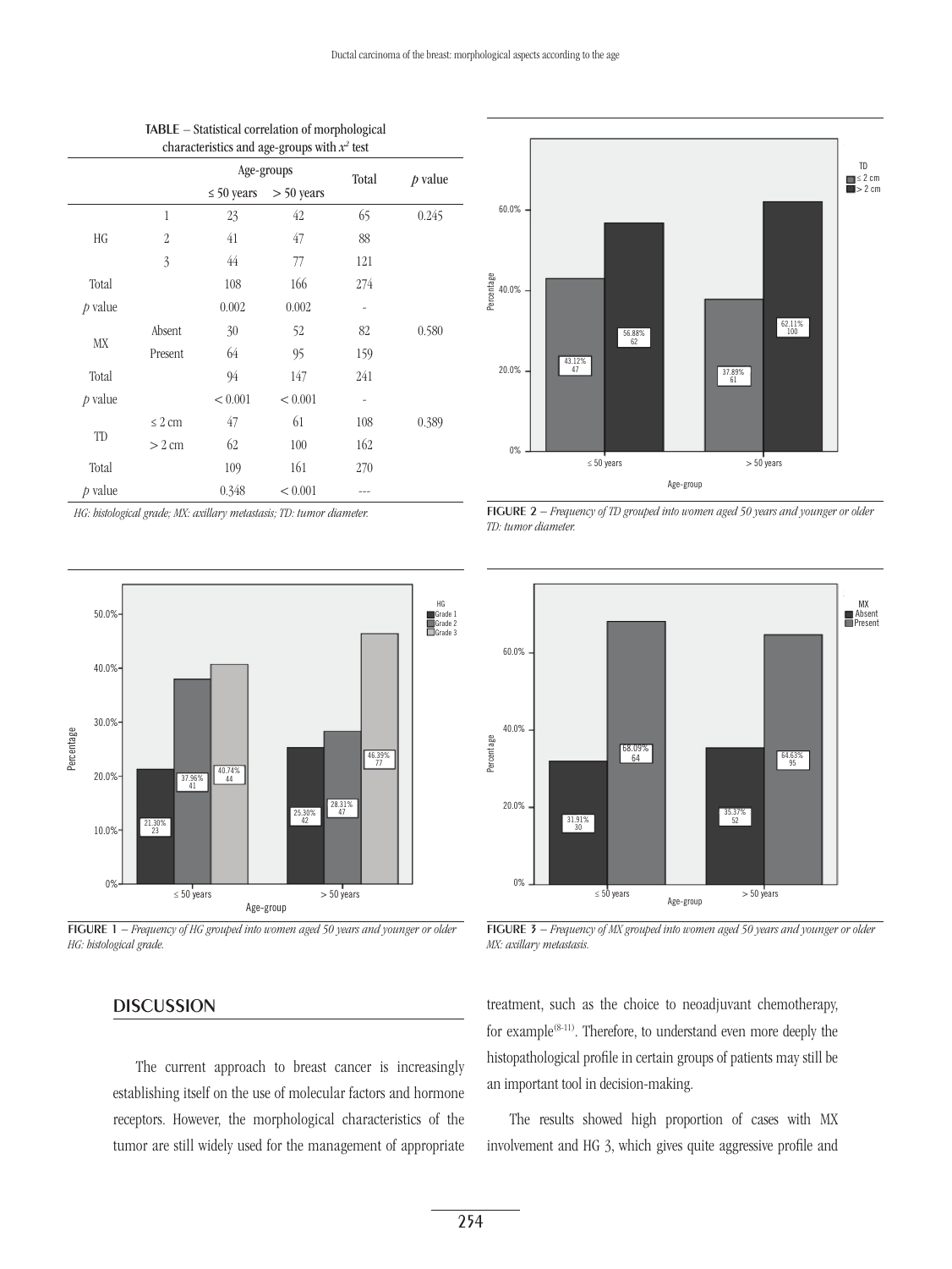**TABLE** – Statistical correlation of morphological characteristics and age-groups with $x^2$ test

| | | Age-groups | | Total | $p$ value |
|---|---|---|---|---|---|
| | | ≤ 50 years | > 50 years | | |
| HG | 1 | 23 | 42 | 65 | 0.245 |
| | 2 | 41 | 47 | 88 | |
| | 3 | 44 | 77 | 121 | |
| Total | | 108 | 166 | 274 | |
| $p$ value | | 0.002 | 0.002 | - | |
| MX | Absent | 30 | 52 | 82 | 0.580 |
| | Present | 64 | 95 | 159 | |
| Total | | 94 | 147 | 241 | |
| $p$ value | | < 0.001 | < 0.001 | - | |
| TD | ≤ 2 cm | 47 | 61 | 108 | 0.389 |
| | > 2 cm | 62 | 100 | 162 | |
| Total | | 109 | 161 | 270 | |
| $p$ value | | 0.348 | < 0.001 | --- | |

*HG: histological grade; MX: axillary metastasis; TD: tumor diameter.*

**FIGURE 2** – *Frequency of TD grouped into women aged 50 years and younger or older*
*TD: tumor diameter.*

**FIGURE 1** – *Frequency of HG grouped into women aged 50 years and younger or older*
*HG: histological grade.*

**FIGURE 3** – *Frequency of MX grouped into women aged 50 years and younger or older*
*MX: axillary metastasis.*

## DISCUSSION

The current approach to breast cancer is increasingly establishing itself on the use of molecular factors and hormone receptors. However, the morphological characteristics of the tumor are still widely used for the management of appropriate treatment, such as the choice to neoadjuvant chemotherapy, for example[8-11]. Therefore, to understand even more deeply the histopathological profile in certain groups of patients may still be an important tool in decision-making.

The results showed high proportion of cases with MX involvement and HG 3, which gives quite aggressive profile and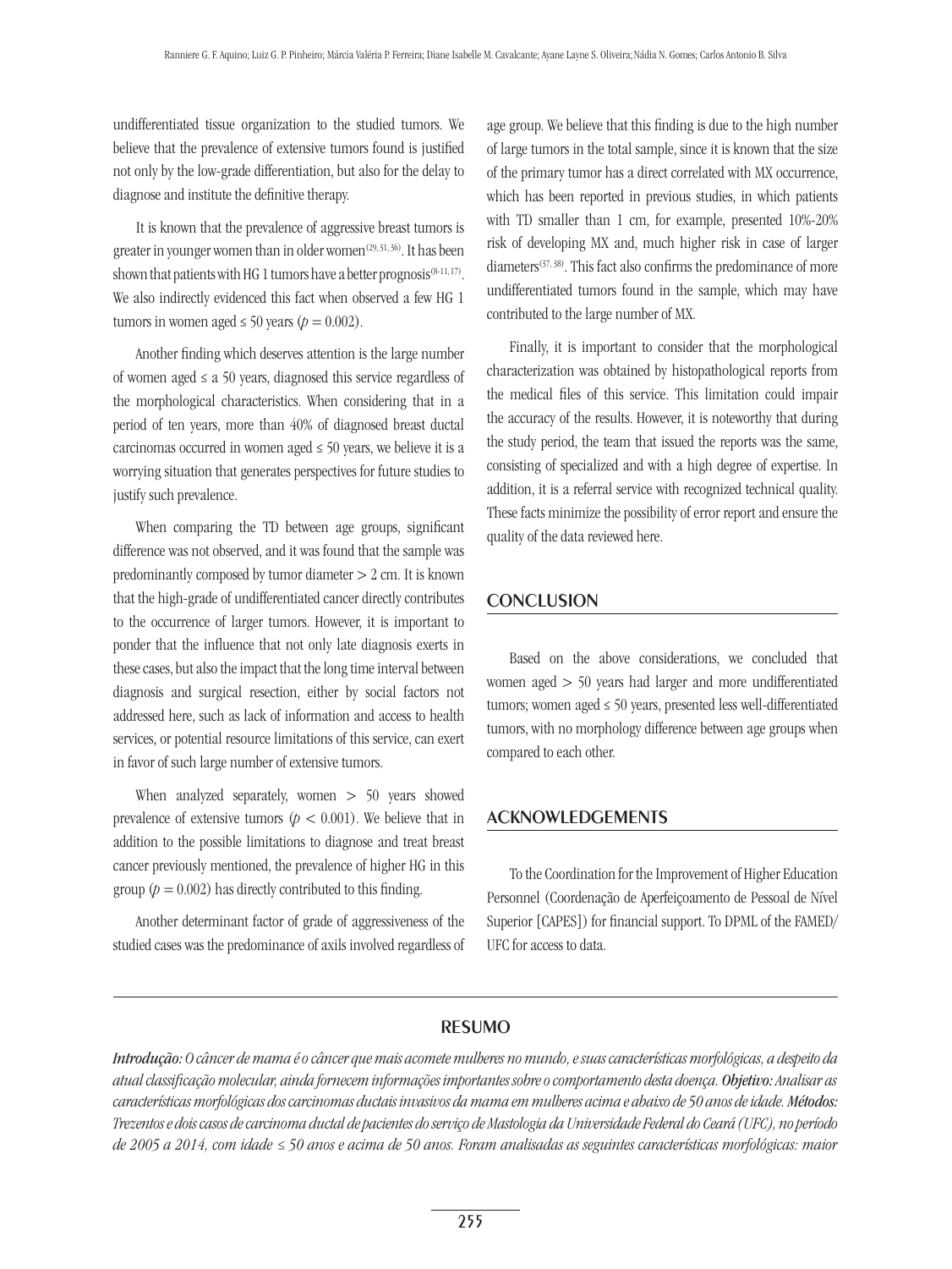undifferentiated tissue organization to the studied tumors. We believe that the prevalence of extensive tumors found is justified not only by the low-grade differentiation, but also for the delay to diagnose and institute the definitive therapy.

It is known that the prevalence of aggressive breast tumors is greater in younger women than in older women[29, 31, 36]. It has been shown that patients with HG 1 tumors have a better prognosis[8-11, 17]. We also indirectly evidenced this fact when observed a few HG 1 tumors in women aged ≤ 50 years ($p = 0.002$).

Another finding which deserves attention is the large number of women aged ≤ a 50 years, diagnosed this service regardless of the morphological characteristics. When considering that in a period of ten years, more than 40% of diagnosed breast ductal carcinomas occurred in women aged ≤ 50 years, we believe it is a worrying situation that generates perspectives for future studies to justify such prevalence.

When comparing the TD between age groups, significant difference was not observed, and it was found that the sample was predominantly composed by tumor diameter > 2 cm. It is known that the high-grade of undifferentiated cancer directly contributes to the occurrence of larger tumors. However, it is important to ponder that the influence that not only late diagnosis exerts in these cases, but also the impact that the long time interval between diagnosis and surgical resection, either by social factors not addressed here, such as lack of information and access to health services, or potential resource limitations of this service, can exert in favor of such large number of extensive tumors.

When analyzed separately, women > 50 years showed prevalence of extensive tumors ($p < 0.001$). We believe that in addition to the possible limitations to diagnose and treat breast cancer previously mentioned, the prevalence of higher HG in this group ($p = 0.002$) has directly contributed to this finding.

Another determinant factor of grade of aggressiveness of the studied cases was the predominance of axils involved regardless of age group. We believe that this finding is due to the high number of large tumors in the total sample, since it is known that the size of the primary tumor has a direct correlated with MX occurrence, which has been reported in previous studies, in which patients with TD smaller than 1 cm, for example, presented 10%-20% risk of developing MX and, much higher risk in case of larger diameters[37, 38]. This fact also confirms the predominance of more undifferentiated tumors found in the sample, which may have contributed to the large number of MX.

Finally, it is important to consider that the morphological characterization was obtained by histopathological reports from the medical files of this service. This limitation could impair the accuracy of the results. However, it is noteworthy that during the study period, the team that issued the reports was the same, consisting of specialized and with a high degree of expertise. In addition, it is a referral service with recognized technical quality. These facts minimize the possibility of error report and ensure the quality of the data reviewed here.

## CONCLUSION

Based on the above considerations, we concluded that women aged > 50 years had larger and more undifferentiated tumors; women aged ≤ 50 years, presented less well-differentiated tumors, with no morphology difference between age groups when compared to each other.

## ACKNOWLEDGEMENTS

To the Coordination for the Improvement of Higher Education Personnel (Coordenação de Aperfeiçoamento de Pessoal de Nível Superior [CAPES]) for financial support. To DPML of the FAMED/UFC for access to data.

## RESUMO

***Introdução:*** *O câncer de mama é o câncer que mais acomete mulheres no mundo, e suas características morfológicas, a despeito da atual classificação molecular, ainda fornecem informações importantes sobre o comportamento desta doença.* ***Objetivo:*** *Analisar as características morfológicas dos carcinomas ductais invasivos da mama em mulheres acima e abaixo de 50 anos de idade.* ***Métodos:*** *Trezentos e dois casos de carcinoma ductal de pacientes do serviço de Mastologia da Universidade Federal do Ceará (UFC), no período de 2005 a 2014, com idade ≤ 50 anos e acima de 50 anos. Foram analisadas as seguintes características morfológicas: maior*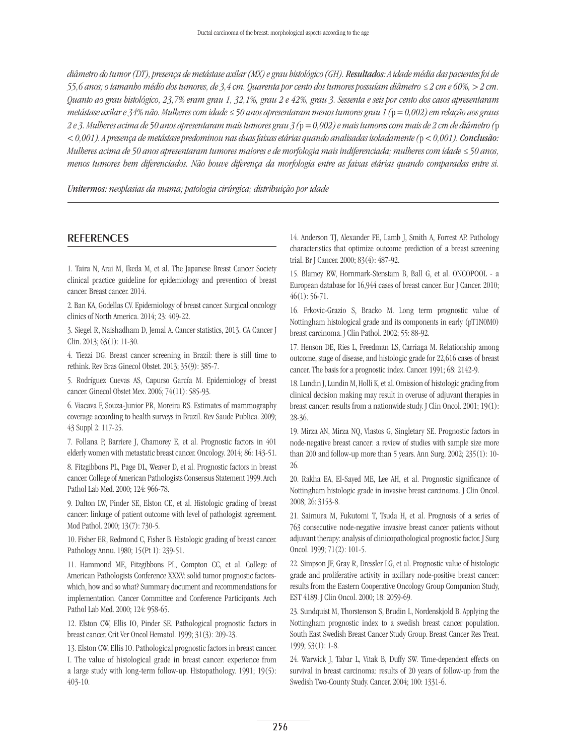*diâmetro do tumor (DT), presença de metástase axilar (MX) e grau histológico (GH).* ***Resultados:*** *A idade média das pacientes foi de 55,6 anos; o tamanho médio dos tumores, de 3,4 cm. Quarenta por cento dos tumores possuíam diâmetro ≤ 2 cm e 60%, > 2 cm. Quanto ao grau histológico, 23,7% eram grau 1, 32,1%, grau 2 e 42%, grau 3. Sessenta e seis por cento dos casos apresentaram metástase axilar e 34% não. Mulheres com idade ≤ 50 anos apresentaram menos tumores grau 1 (*$p = 0,002$*) em relação aos graus 2 e 3. Mulheres acima de 50 anos apresentaram mais tumores grau 3 (*$p = 0,002$*) e mais tumores com mais de 2 cm de diâmetro (*$p < 0,001$*). A presença de metástase predominou nas duas faixas etárias quando analisadas isoladamente (*$p < 0,001$*).* ***Conclusão:*** *Mulheres acima de 50 anos apresentaram tumores maiores e de morfologia mais indiferenciada; mulheres com idade ≤ 50 anos, menos tumores bem diferenciados. Não houve diferença da morfologia entre as faixas etárias quando comparadas entre si.*

***Unitermos:*** *neoplasias da mama; patologia cirúrgica; distribuição por idade*

## REFERENCES

1. Taira N, Arai M, Ikeda M, et al. The Japanese Breast Cancer Society clinical practice guideline for epidemiology and prevention of breast cancer. Breast cancer. 2014.

2. Ban KA, Godellas CV. Epidemiology of breast cancer. Surgical oncology clinics of North America. 2014; 23: 409-22.

3. Siegel R, Naishadham D, Jemal A. Cancer statistics, 2013. CA Cancer J Clin. 2013; 63(1): 11-30.

4. Tiezzi DG. Breast cancer screening in Brazil: there is still time to rethink. Rev Bras Ginecol Obstet. 2013; 35(9): 385-7.

5. Rodríguez Cuevas AS, Capurso García M. Epidemiology of breast cancer. Ginecol Obstet Mex. 2006; 74(11): 585-93.

6. Viacava F, Souza-Junior PR, Moreira RS. Estimates of mammography coverage according to health surveys in Brazil. Rev Saude Publica. 2009; 43 Suppl 2: 117-25.

7. Follana P, Barriere J, Chamorey E, et al. Prognostic factors in 401 elderly women with metastatic breast cancer. Oncology. 2014; 86: 143-51.

8. Fitzgibbons PL, Page DL, Weaver D, et al. Prognostic factors in breast cancer. College of American Pathologists Consensus Statement 1999. Arch Pathol Lab Med. 2000; 124: 966-78.

9. Dalton LW, Pinder SE, Elston CE, et al. Histologic grading of breast cancer: linkage of patient outcome with level of pathologist agreement. Mod Pathol. 2000; 13(7): 730-5.

10. Fisher ER, Redmond C, Fisher B. Histologic grading of breast cancer. Pathology Annu. 1980; 15(Pt 1): 239-51.

11. Hammond ME, Fitzgibbons PL, Compton CC, et al. College of American Pathologists Conference XXXV: solid tumor prognostic factors-which, how and so what? Summary document and recommendations for implementation. Cancer Committee and Conference Participants. Arch Pathol Lab Med. 2000; 124: 958-65.

12. Elston CW, Ellis IO, Pinder SE. Pathological prognostic factors in breast cancer. Crit Ver Oncol Hematol. 1999; 31(3): 209-23.

13. Elston CW, Ellis IO. Pathological prognostic factors in breast cancer. I. The value of histological grade in breast cancer: experience from a large study with long-term follow-up. Histopathology. 1991; 19(5): 403-10.

14. Anderson TJ, Alexander FE, Lamb J, Smith A, Forrest AP. Pathology characteristics that optimize outcome prediction of a breast screening trial. Br J Cancer. 2000; 83(4): 487-92.

15. Blamey RW, Hornmark-Stenstam B, Ball G, et al. ONCOPOOL - a European database for 16,944 cases of breast cancer. Eur J Cancer. 2010; 46(1): 56-71.

16. Frkovic-Grazio S, Bracko M. Long term prognostic value of Nottingham histological grade and its components in early (pT1N0M0) breast carcinoma. J Clin Pathol. 2002; 55: 88-92.

17. Henson DE, Ries L, Freedman LS, Carriaga M. Relationship among outcome, stage of disease, and histologic grade for 22,616 cases of breast cancer. The basis for a prognostic index. Cancer. 1991; 68: 2142-9.

18. Lundin J, Lundin M, Holli K, et al. Omission of histologic grading from clinical decision making may result in overuse of adjuvant therapies in breast cancer: results from a nationwide study. J Clin Oncol. 2001; 19(1): 28-36.

19. Mirza AN, Mirza NQ, Vlastos G, Singletary SE. Prognostic factors in node-negative breast cancer: a review of studies with sample size more than 200 and follow-up more than 5 years. Ann Surg. 2002; 235(1): 10-26.

20. Rakha EA, El-Sayed ME, Lee AH, et al. Prognostic significance of Nottingham histologic grade in invasive breast carcinoma. J Clin Oncol. 2008; 26: 3153-8.

21. Saimura M, Fukutomi T, Tsuda H, et al. Prognosis of a series of 763 consecutive node-negative invasive breast cancer patients without adjuvant therapy: analysis of clinicopathological prognostic factor. J Surg Oncol. 1999; 71(2): 101-5.

22. Simpson JF, Gray R, Dressler LG, et al. Prognostic value of histologic grade and proliferative activity in axillary node-positive breast cancer: results from the Eastern Cooperative Oncology Group Companion Study, EST 4189. J Clin Oncol. 2000; 18: 2059-69.

23. Sundquist M, Thorstenson S, Brudin L, Nordenskjold B. Applying the Nottingham prognostic index to a swedish breast cancer population. South East Swedish Breast Cancer Study Group. Breast Cancer Res Treat. 1999; 53(1): 1-8.

24. Warwick J, Tabar L, Vitak B, Duffy SW. Time-dependent effects on survival in breast carcinoma: results of 20 years of follow-up from the Swedish Two-County Study. Cancer. 2004; 100: 1331-6.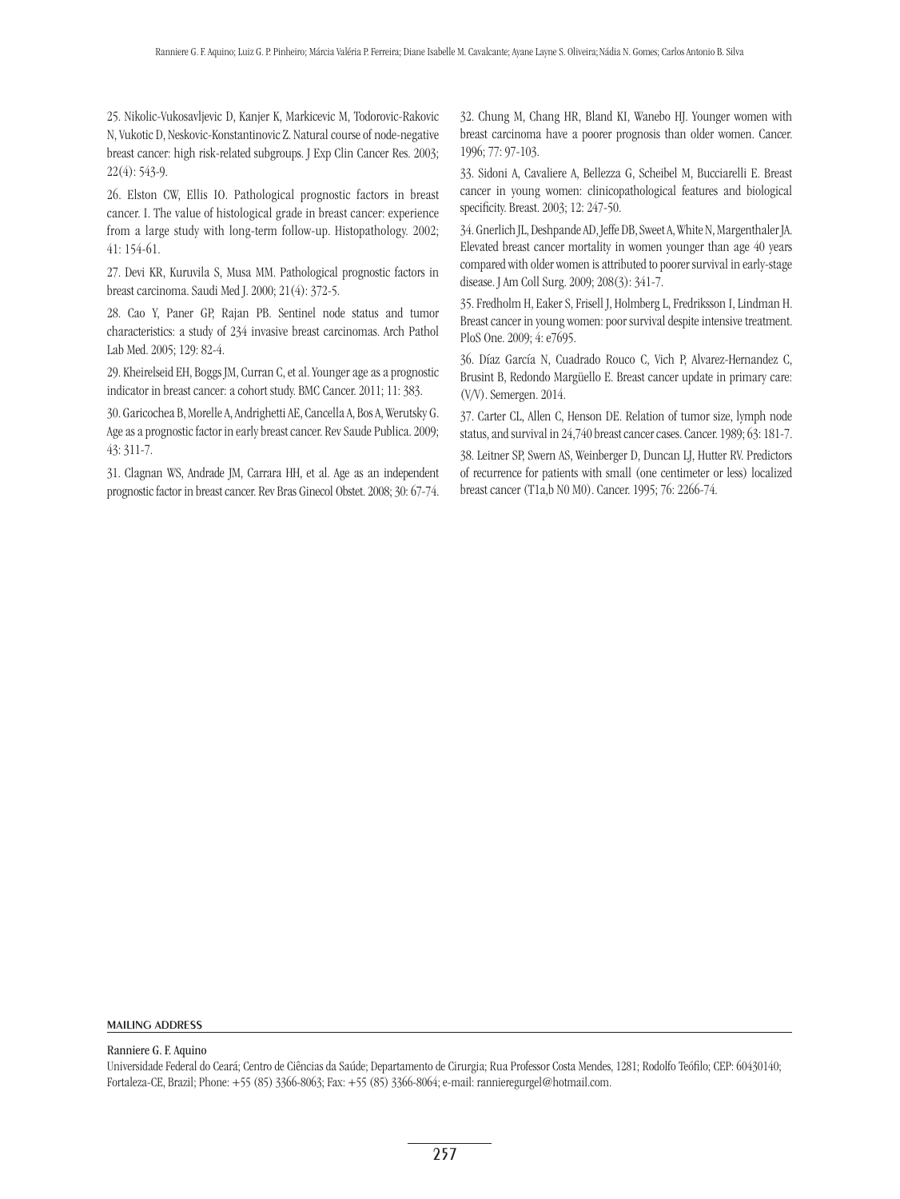25. Nikolic-Vukosavljevic D, Kanjer K, Markicevic M, Todorovic-Rakovic N, Vukotic D, Neskovic-Konstantinovic Z. Natural course of node-negative breast cancer: high risk-related subgroups. J Exp Clin Cancer Res. 2003; 22(4): 543-9.

26. Elston CW, Ellis IO. Pathological prognostic factors in breast cancer. I. The value of histological grade in breast cancer: experience from a large study with long-term follow-up. Histopathology. 2002; 41: 154-61.

27. Devi KR, Kuruvila S, Musa MM. Pathological prognostic factors in breast carcinoma. Saudi Med J. 2000; 21(4): 372-5.

28. Cao Y, Paner GP, Rajan PB. Sentinel node status and tumor characteristics: a study of 234 invasive breast carcinomas. Arch Pathol Lab Med. 2005; 129: 82-4.

29. Kheirelseid EH, Boggs JM, Curran C, et al. Younger age as a prognostic indicator in breast cancer: a cohort study. BMC Cancer. 2011; 11: 383.

30. Garicochea B, Morelle A, Andrighetti AE, Cancella A, Bos A, Werutsky G. Age as a prognostic factor in early breast cancer. Rev Saude Publica. 2009; 43: 311-7.

31. Clagnan WS, Andrade JM, Carrara HH, et al. Age as an independent prognostic factor in breast cancer. Rev Bras Ginecol Obstet. 2008; 30: 67-74.

32. Chung M, Chang HR, Bland KI, Wanebo HJ. Younger women with breast carcinoma have a poorer prognosis than older women. Cancer. 1996; 77: 97-103.

33. Sidoni A, Cavaliere A, Bellezza G, Scheibel M, Bucciarelli E. Breast cancer in young women: clinicopathological features and biological specificity. Breast. 2003; 12: 247-50.

34. Gnerlich JL, Deshpande AD, Jeffe DB, Sweet A, White N, Margenthaler JA. Elevated breast cancer mortality in women younger than age 40 years compared with older women is attributed to poorer survival in early-stage disease. J Am Coll Surg. 2009; 208(3): 341-7.

35. Fredholm H, Eaker S, Frisell J, Holmberg L, Fredriksson I, Lindman H. Breast cancer in young women: poor survival despite intensive treatment. PloS One. 2009; 4: e7695.

36. Díaz García N, Cuadrado Rouco C, Vich P, Alvarez-Hernandez C, Brusint B, Redondo Margüello E. Breast cancer update in primary care: (V/V). Semergen. 2014.

37. Carter CL, Allen C, Henson DE. Relation of tumor size, lymph node status, and survival in 24,740 breast cancer cases. Cancer. 1989; 63: 181-7.

38. Leitner SP, Swern AS, Weinberger D, Duncan LJ, Hutter RV. Predictors of recurrence for patients with small (one centimeter or less) localized breast cancer (T1a,b N0 M0). Cancer. 1995; 76: 2266-74.

**MAILING ADDRESS**

Ranniere G. F. Aquino

Universidade Federal do Ceará; Centro de Ciências da Saúde; Departamento de Cirurgia; Rua Professor Costa Mendes, 1281; Rodolfo Teófilo; CEP: 60430140; Fortaleza-CE, Brazil; Phone: +55 (85) 3366-8063; Fax: +55 (85) 3366-8064; e-mail: rannieregurgel@hotmail.com.